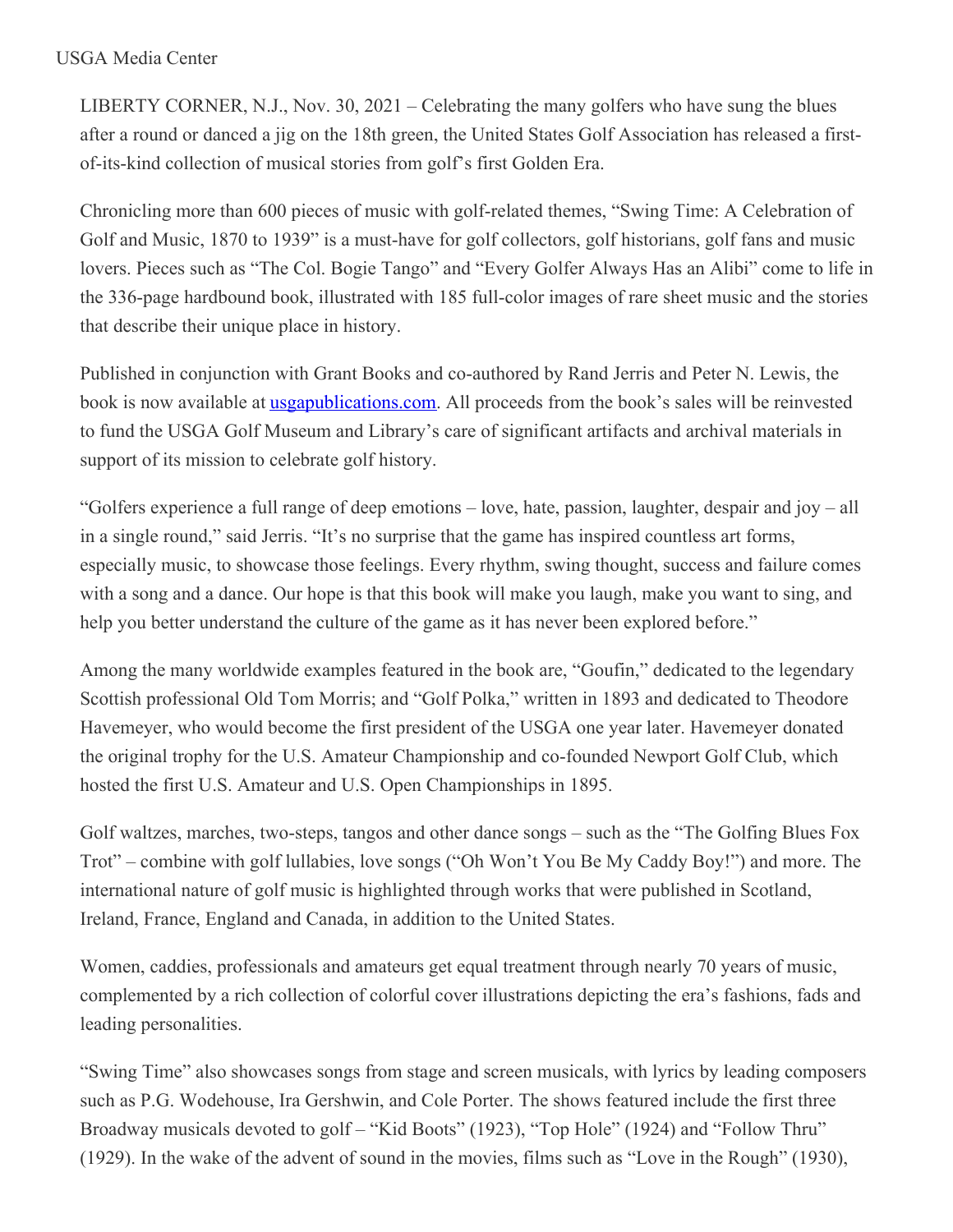USGA Media Center

LIBERTY CORNER, N.J., Nov. 30, 2021 – Celebrating the many golfers who have sung the blues after a round or danced a jig on the 18th green, the United States Golf Association has released a first-of-its-kind collection of musical stories from golf's first Golden Era.

Chronicling more than 600 pieces of music with golf-related themes, "Swing Time: A Celebration of Golf and Music, 1870 to 1939" is a must-have for golf collectors, golf historians, golf fans and music lovers. Pieces such as "The Col. Bogie Tango" and "Every Golfer Always Has an Alibi" come to life in the 336-page hardbound book, illustrated with 185 full-color images of rare sheet music and the stories that describe their unique place in history.

Published in conjunction with Grant Books and co-authored by Rand Jerris and Peter N. Lewis, the book is now available at [usgapublications.com](usgapublications.com). All proceeds from the book's sales will be reinvested to fund the USGA Golf Museum and Library's care of significant artifacts and archival materials in support of its mission to celebrate golf history.

"Golfers experience a full range of deep emotions – love, hate, passion, laughter, despair and joy – all in a single round," said Jerris. "It's no surprise that the game has inspired countless art forms, especially music, to showcase those feelings. Every rhythm, swing thought, success and failure comes with a song and a dance. Our hope is that this book will make you laugh, make you want to sing, and help you better understand the culture of the game as it has never been explored before."

Among the many worldwide examples featured in the book are, "Goufin," dedicated to the legendary Scottish professional Old Tom Morris; and "Golf Polka," written in 1893 and dedicated to Theodore Havemeyer, who would become the first president of the USGA one year later. Havemeyer donated the original trophy for the U.S. Amateur Championship and co-founded Newport Golf Club, which hosted the first U.S. Amateur and U.S. Open Championships in 1895.

Golf waltzes, marches, two-steps, tangos and other dance songs – such as the "The Golfing Blues Fox Trot" – combine with golf lullabies, love songs ("Oh Won't You Be My Caddy Boy!") and more. The international nature of golf music is highlighted through works that were published in Scotland, Ireland, France, England and Canada, in addition to the United States.

Women, caddies, professionals and amateurs get equal treatment through nearly 70 years of music, complemented by a rich collection of colorful cover illustrations depicting the era's fashions, fads and leading personalities.

"Swing Time" also showcases songs from stage and screen musicals, with lyrics by leading composers such as P.G. Wodehouse, Ira Gershwin, and Cole Porter. The shows featured include the first three Broadway musicals devoted to golf – "Kid Boots" (1923), "Top Hole" (1924) and "Follow Thru" (1929). In the wake of the advent of sound in the movies, films such as "Love in the Rough" (1930),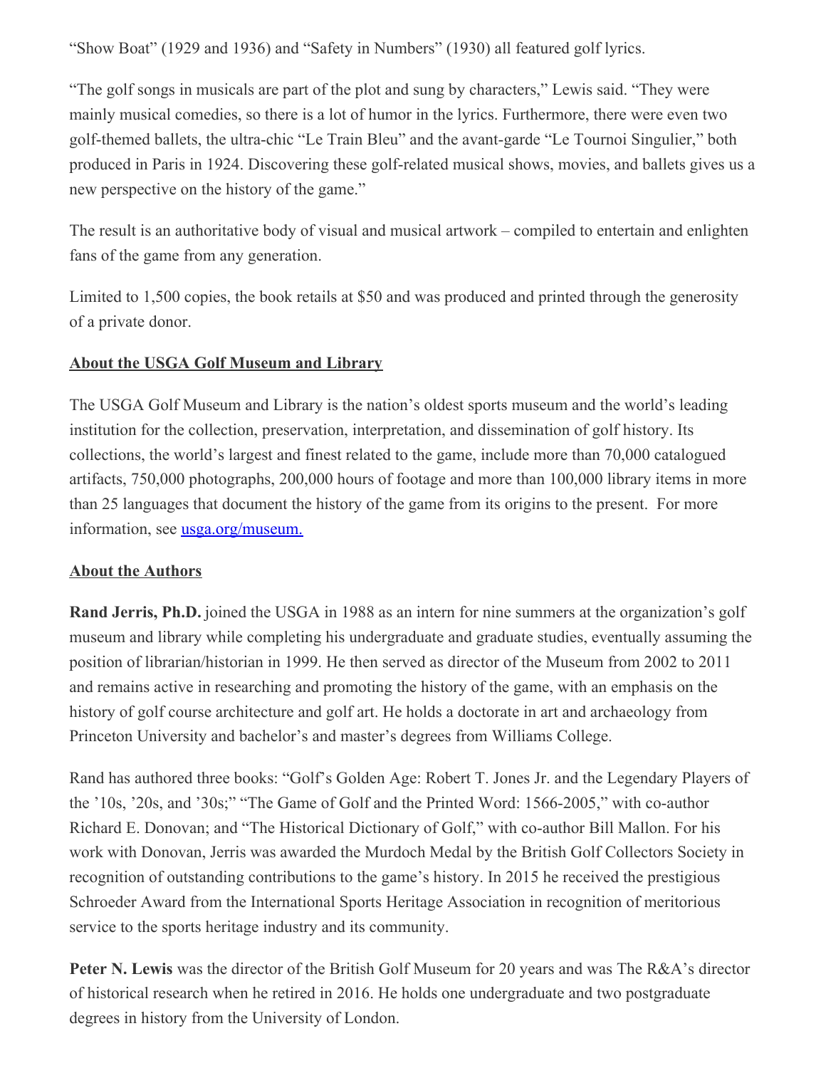“Show Boat” (1929 and 1936) and “Safety in Numbers” (1930) all featured golf lyrics.

“The golf songs in musicals are part of the plot and sung by characters,” Lewis said. “They were mainly musical comedies, so there is a lot of humor in the lyrics. Furthermore, there were even two golf-themed ballets, the ultra-chic “Le Train Bleu” and the avant-garde “Le Tournoi Singulier,” both produced in Paris in 1924. Discovering these golf-related musical shows, movies, and ballets gives us a new perspective on the history of the game.”

The result is an authoritative body of visual and musical artwork – compiled to entertain and enlighten fans of the game from any generation.

Limited to 1,500 copies, the book retails at $50 and was produced and printed through the generosity of a private donor.

**About the USGA Golf Museum and Library**

The USGA Golf Museum and Library is the nation’s oldest sports museum and the world’s leading institution for the collection, preservation, interpretation, and dissemination of golf history. Its collections, the world’s largest and finest related to the game, include more than 70,000 catalogued artifacts, 750,000 photographs, 200,000 hours of footage and more than 100,000 library items in more than 25 languages that document the history of the game from its origins to the present. For more information, see [usga.org/museum.](usga.org/museum)

**About the Authors**

**Rand Jerris, Ph.D.** joined the USGA in 1988 as an intern for nine summers at the organization’s golf museum and library while completing his undergraduate and graduate studies, eventually assuming the position of librarian/historian in 1999. He then served as director of the Museum from 2002 to 2011 and remains active in researching and promoting the history of the game, with an emphasis on the history of golf course architecture and golf art. He holds a doctorate in art and archaeology from Princeton University and bachelor’s and master’s degrees from Williams College.

Rand has authored three books: “Golf’s Golden Age: Robert T. Jones Jr. and the Legendary Players of the ’10s, ’20s, and ’30s;” “The Game of Golf and the Printed Word: 1566-2005,” with co-author Richard E. Donovan; and “The Historical Dictionary of Golf,” with co-author Bill Mallon. For his work with Donovan, Jerris was awarded the Murdoch Medal by the British Golf Collectors Society in recognition of outstanding contributions to the game’s history. In 2015 he received the prestigious Schroeder Award from the International Sports Heritage Association in recognition of meritorious service to the sports heritage industry and its community.

**Peter N. Lewis** was the director of the British Golf Museum for 20 years and was The R&A’s director of historical research when he retired in 2016. He holds one undergraduate and two postgraduate degrees in history from the University of London.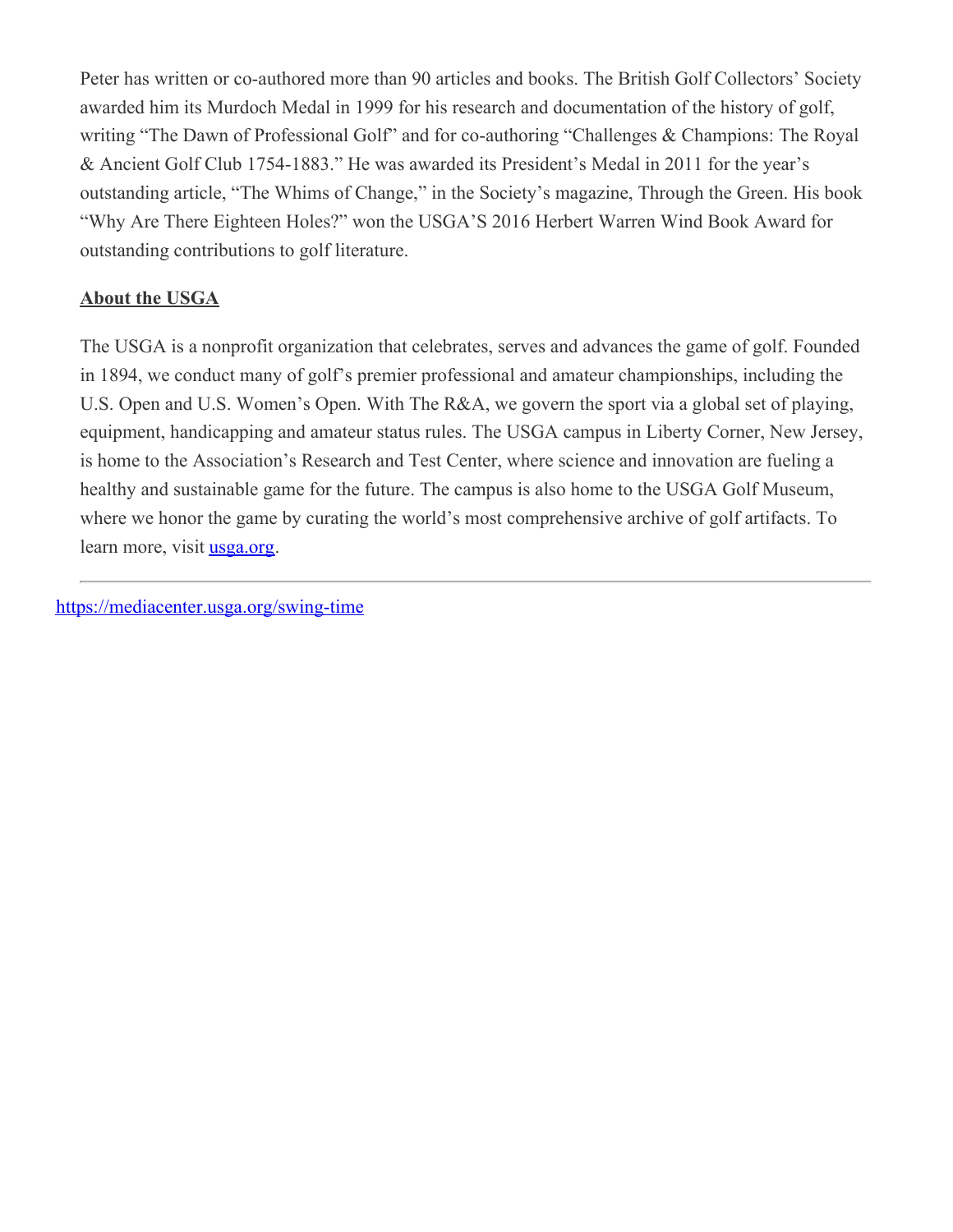Peter has written or co-authored more than 90 articles and books. The British Golf Collectors' Society awarded him its Murdoch Medal in 1999 for his research and documentation of the history of golf, writing "The Dawn of Professional Golf" and for co-authoring "Challenges & Champions: The Royal & Ancient Golf Club 1754-1883." He was awarded its President's Medal in 2011 for the year's outstanding article, "The Whims of Change," in the Society's magazine, Through the Green. His book "Why Are There Eighteen Holes?" won the USGA'S 2016 Herbert Warren Wind Book Award for outstanding contributions to golf literature.

**About the USGA**

The USGA is a nonprofit organization that celebrates, serves and advances the game of golf. Founded in 1894, we conduct many of golf's premier professional and amateur championships, including the U.S. Open and U.S. Women's Open. With The R&A, we govern the sport via a global set of playing, equipment, handicapping and amateur status rules. The USGA campus in Liberty Corner, New Jersey, is home to the Association's Research and Test Center, where science and innovation are fueling a healthy and sustainable game for the future. The campus is also home to the USGA Golf Museum, where we honor the game by curating the world's most comprehensive archive of golf artifacts. To learn more, visit [usga.org](https://usga.org).

---

https://mediacenter.usga.org/swing-time